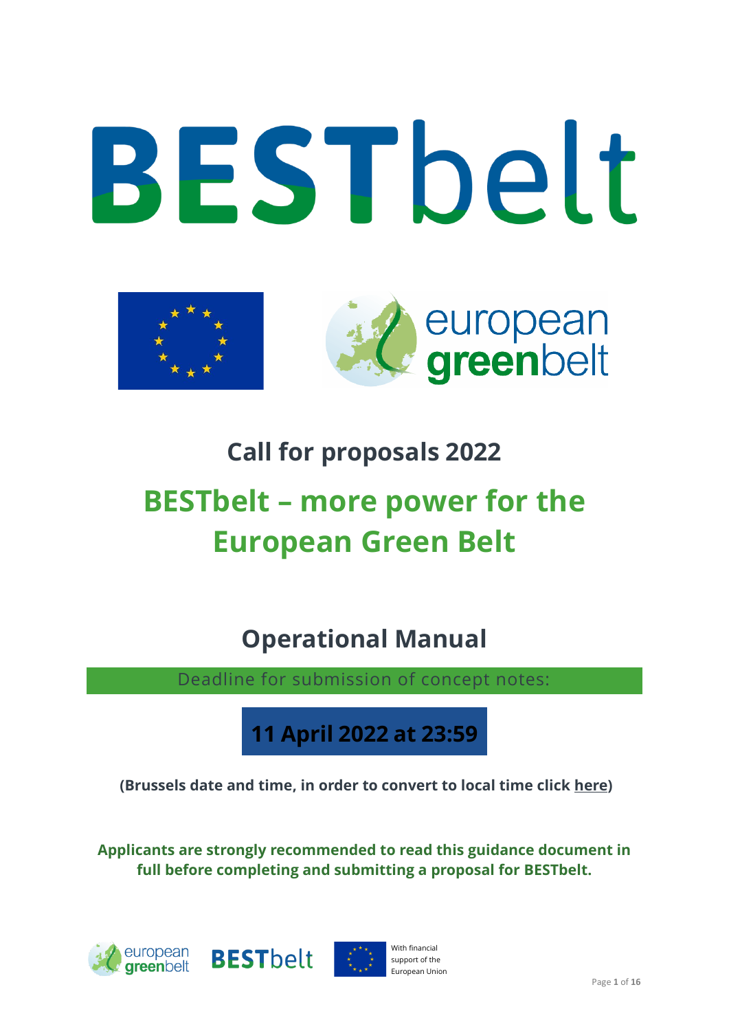# BESTbelt

## Call for proposals 2022

# BESTbelt – more power for the European Green Belt

## Operational Manual

Deadline for submission of concept notes:

**11 April 2022 at 23:59**

**(Brussels date and time, in order to convert to local time click here)**

**Applicants are strongly recommended to read this guidance document in full before completing and submitting a proposal for BESTbelt.**

With financial support of the European Union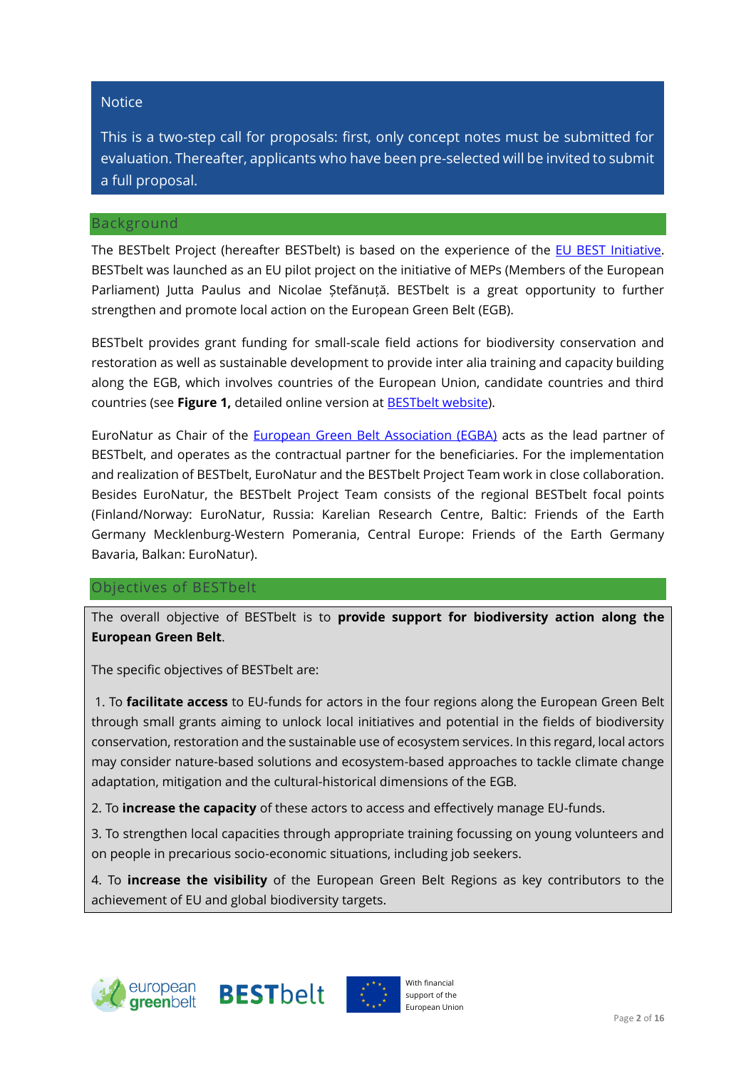Notice

This is a two-step call for proposals: first, only concept notes must be submitted for evaluation. Thereafter, applicants who have been pre-selected will be invited to submit a full proposal.

## Background

The BESTbelt Project (hereafter BESTbelt) is based on the experience of the EU BEST Initiative. BESTbelt was launched as an EU pilot project on the initiative of MEPs (Members of the European Parliament) Jutta Paulus and Nicolae Ștefănuță. BESTbelt is a great opportunity to further strengthen and promote local action on the European Green Belt (EGB).

BESTbelt provides grant funding for small-scale field actions for biodiversity conservation and restoration as well as sustainable development to provide inter alia training and capacity building along the EGB, which involves countries of the European Union, candidate countries and third countries (see **Figure 1,** detailed online version at BESTbelt website).

EuroNatur as Chair of the European Green Belt Association (EGBA) acts as the lead partner of BESTbelt, and operates as the contractual partner for the beneficiaries. For the implementation and realization of BESTbelt, EuroNatur and the BESTbelt Project Team work in close collaboration. Besides EuroNatur, the BESTbelt Project Team consists of the regional BESTbelt focal points (Finland/Norway: EuroNatur, Russia: Karelian Research Centre, Baltic: Friends of the Earth Germany Mecklenburg-Western Pomerania, Central Europe: Friends of the Earth Germany Bavaria, Balkan: EuroNatur).

## Objectives of BESTbelt

The overall objective of BESTbelt is to **provide support for biodiversity action along the European Green Belt**.

The specific objectives of BESTbelt are:

1. To **facilitate access** to EU-funds for actors in the four regions along the European Green Belt through small grants aiming to unlock local initiatives and potential in the fields of biodiversity conservation, restoration and the sustainable use of ecosystem services. In this regard, local actors may consider nature-based solutions and ecosystem-based approaches to tackle climate change adaptation, mitigation and the cultural-historical dimensions of the EGB.

2. To **increase the capacity** of these actors to access and effectively manage EU-funds.

3. To strengthen local capacities through appropriate training focussing on young volunteers and on people in precarious socio-economic situations, including job seekers.

4. To **increase the visibility** of the European Green Belt Regions as key contributors to the achievement of EU and global biodiversity targets.

With financial support of the European Union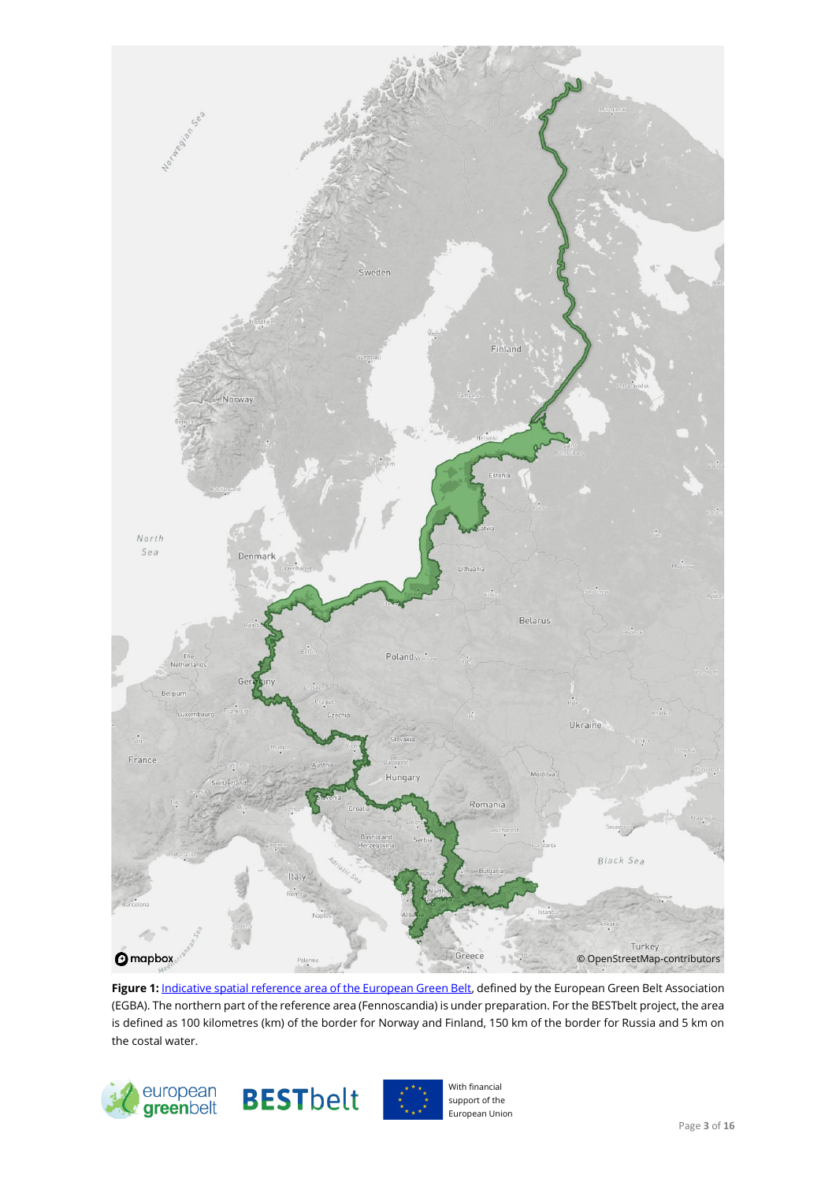**Figure 1:** [Indicative spatial reference area of the European Green Belt](#), defined by the European Green Belt Association (EGBA). The northern part of the reference area (Fennoscandia) is under preparation. For the BESTbelt project, the area is defined as 100 kilometres (km) of the border for Norway and Finland, 150 km of the border for Russia and 5 km on the costal water.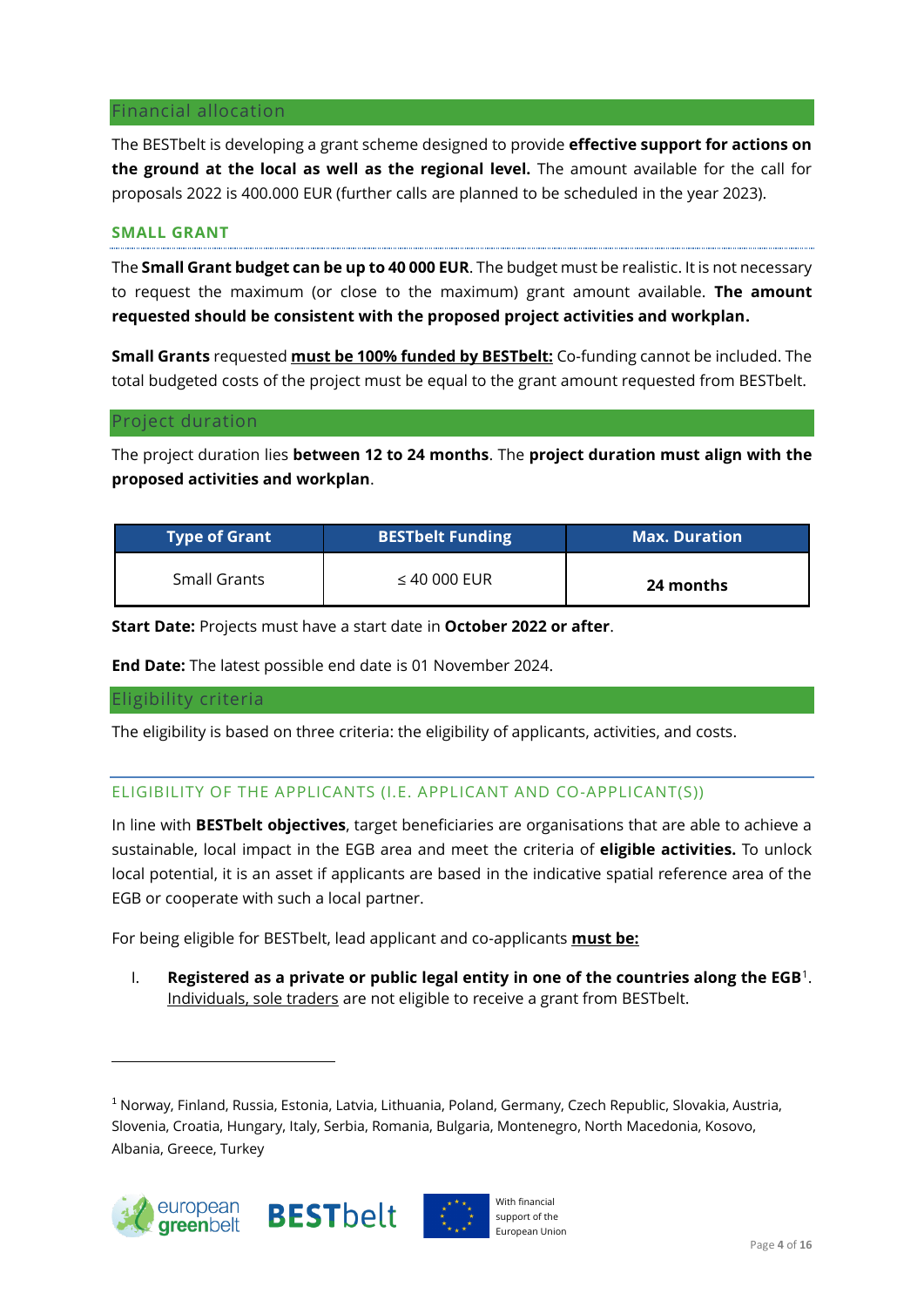## Financial allocation

The BESTbelt is developing a grant scheme designed to provide **effective support for actions on the ground at the local as well as the regional level.** The amount available for the call for proposals 2022 is 400.000 EUR (further calls are planned to be scheduled in the year 2023).

### SMALL GRANT

The **Small Grant budget can be up to 40 000 EUR**. The budget must be realistic. It is not necessary to request the maximum (or close to the maximum) grant amount available. **The amount requested should be consistent with the proposed project activities and workplan.**

**Small Grants** requested **must be 100% funded by BESTbelt:** Co-funding cannot be included. The total budgeted costs of the project must be equal to the grant amount requested from BESTbelt.

## Project duration

The project duration lies **between 12 to 24 months**. The **project duration must align with the proposed activities and workplan**.

| Type of Grant | BESTbelt Funding | Max. Duration |
|---|---|---|
| Small Grants | ≤ 40 000 EUR | **24 months** |

**Start Date:** Projects must have a start date in **October 2022 or after**.

**End Date:** The latest possible end date is 01 November 2024.

## Eligibility criteria

The eligibility is based on three criteria: the eligibility of applicants, activities, and costs.

### ELIGIBILITY OF THE APPLICANTS (I.E. APPLICANT AND CO-APPLICANT(S))

In line with **BESTbelt objectives**, target beneficiaries are organisations that are able to achieve a sustainable, local impact in the EGB area and meet the criteria of **eligible activities.** To unlock local potential, it is an asset if applicants are based in the indicative spatial reference area of the EGB or cooperate with such a local partner.

For being eligible for BESTbelt, lead applicant and co-applicants **must be:**

I. **Registered as a private or public legal entity in one of the countries along the EGB**[1]. Individuals, sole traders are not eligible to receive a grant from BESTbelt.

---

[1] Norway, Finland, Russia, Estonia, Latvia, Lithuania, Poland, Germany, Czech Republic, Slovakia, Austria, Slovenia, Croatia, Hungary, Italy, Serbia, Romania, Bulgaria, Montenegro, North Macedonia, Kosovo, Albania, Greece, Turkey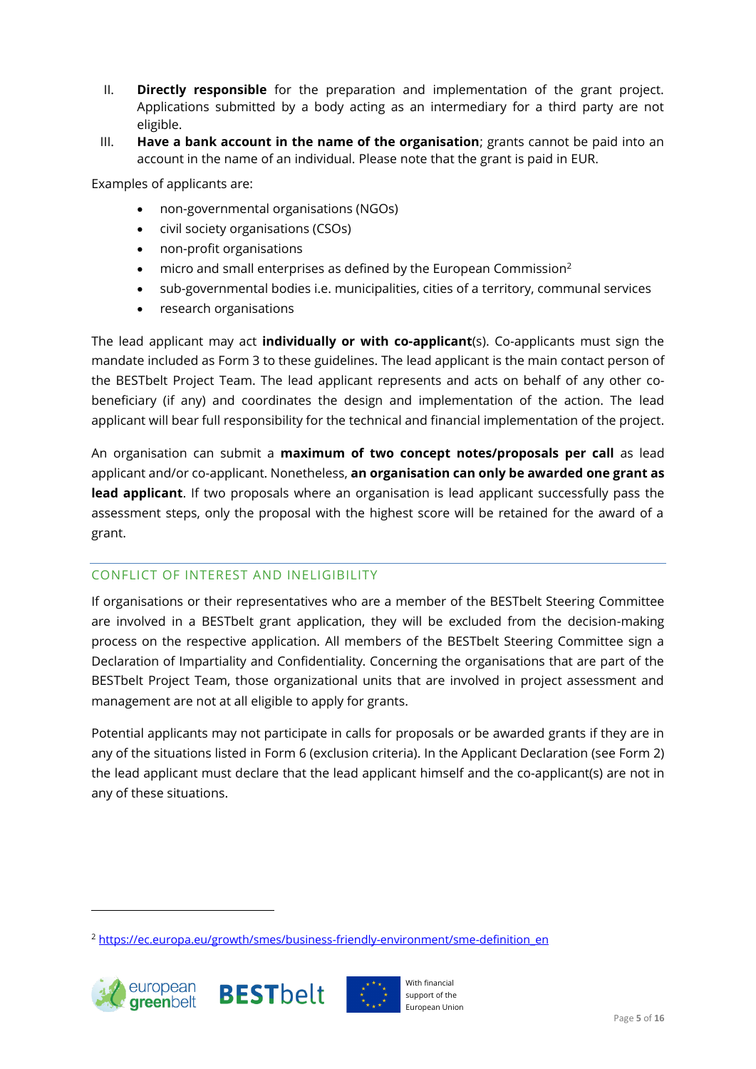II. **Directly responsible** for the preparation and implementation of the grant project. Applications submitted by a body acting as an intermediary for a third party are not eligible.

III. **Have a bank account in the name of the organisation**; grants cannot be paid into an account in the name of an individual. Please note that the grant is paid in EUR.

Examples of applicants are:

- non-governmental organisations (NGOs)
- civil society organisations (CSOs)
- non-profit organisations
- micro and small enterprises as defined by the European Commission[2]
- sub-governmental bodies i.e. municipalities, cities of a territory, communal services
- research organisations

The lead applicant may act **individually or with co-applicant**(s). Co-applicants must sign the mandate included as Form 3 to these guidelines. The lead applicant is the main contact person of the BESTbelt Project Team. The lead applicant represents and acts on behalf of any other co-beneficiary (if any) and coordinates the design and implementation of the action. The lead applicant will bear full responsibility for the technical and financial implementation of the project.

An organisation can submit a **maximum of two concept notes/proposals per call** as lead applicant and/or co-applicant. Nonetheless, **an organisation can only be awarded one grant as lead applicant**. If two proposals where an organisation is lead applicant successfully pass the assessment steps, only the proposal with the highest score will be retained for the award of a grant.

## CONFLICT OF INTEREST AND INELIGIBILITY

If organisations or their representatives who are a member of the BESTbelt Steering Committee are involved in a BESTbelt grant application, they will be excluded from the decision-making process on the respective application. All members of the BESTbelt Steering Committee sign a Declaration of Impartiality and Confidentiality. Concerning the organisations that are part of the BESTbelt Project Team, those organizational units that are involved in project assessment and management are not at all eligible to apply for grants.

Potential applicants may not participate in calls for proposals or be awarded grants if they are in any of the situations listed in Form 6 (exclusion criteria). In the Applicant Declaration (see Form 2) the lead applicant must declare that the lead applicant himself and the co-applicant(s) are not in any of these situations.

---

[2] https://ec.europa.eu/growth/smes/business-friendly-environment/sme-definition_en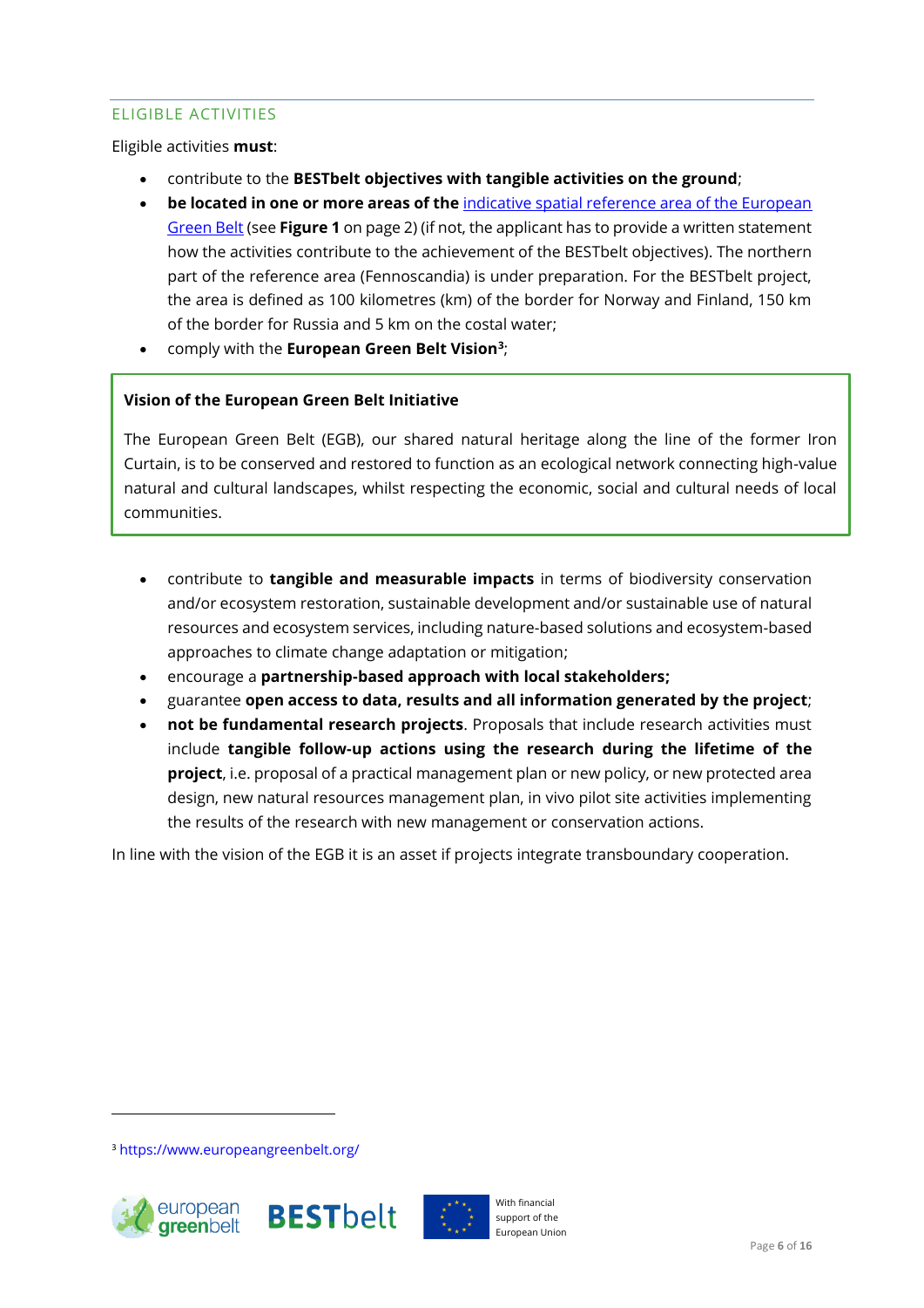## ELIGIBLE ACTIVITIES

Eligible activities **must**:

- contribute to the **BESTbelt objectives with tangible activities on the ground**;
- **be located in one or more areas of the** indicative spatial reference area of the European Green Belt (see **Figure 1** on page 2) (if not, the applicant has to provide a written statement how the activities contribute to the achievement of the BESTbelt objectives). The northern part of the reference area (Fennoscandia) is under preparation. For the BESTbelt project, the area is defined as 100 kilometres (km) of the border for Norway and Finland, 150 km of the border for Russia and 5 km on the costal water;
- comply with the **European Green Belt Vision**[3];

> **Vision of the European Green Belt Initiative**
>
> The European Green Belt (EGB), our shared natural heritage along the line of the former Iron Curtain, is to be conserved and restored to function as an ecological network connecting high-value natural and cultural landscapes, whilst respecting the economic, social and cultural needs of local communities.

- contribute to **tangible and measurable impacts** in terms of biodiversity conservation and/or ecosystem restoration, sustainable development and/or sustainable use of natural resources and ecosystem services, including nature-based solutions and ecosystem-based approaches to climate change adaptation or mitigation;
- encourage a **partnership-based approach with local stakeholders;**
- guarantee **open access to data, results and all information generated by the project**;
- **not be fundamental research projects**. Proposals that include research activities must include **tangible follow-up actions using the research during the lifetime of the project**, i.e. proposal of a practical management plan or new policy, or new protected area design, new natural resources management plan, in vivo pilot site activities implementing the results of the research with new management or conservation actions.

In line with the vision of the EGB it is an asset if projects integrate transboundary cooperation.

---

[3] https://www.europeangreenbelt.org/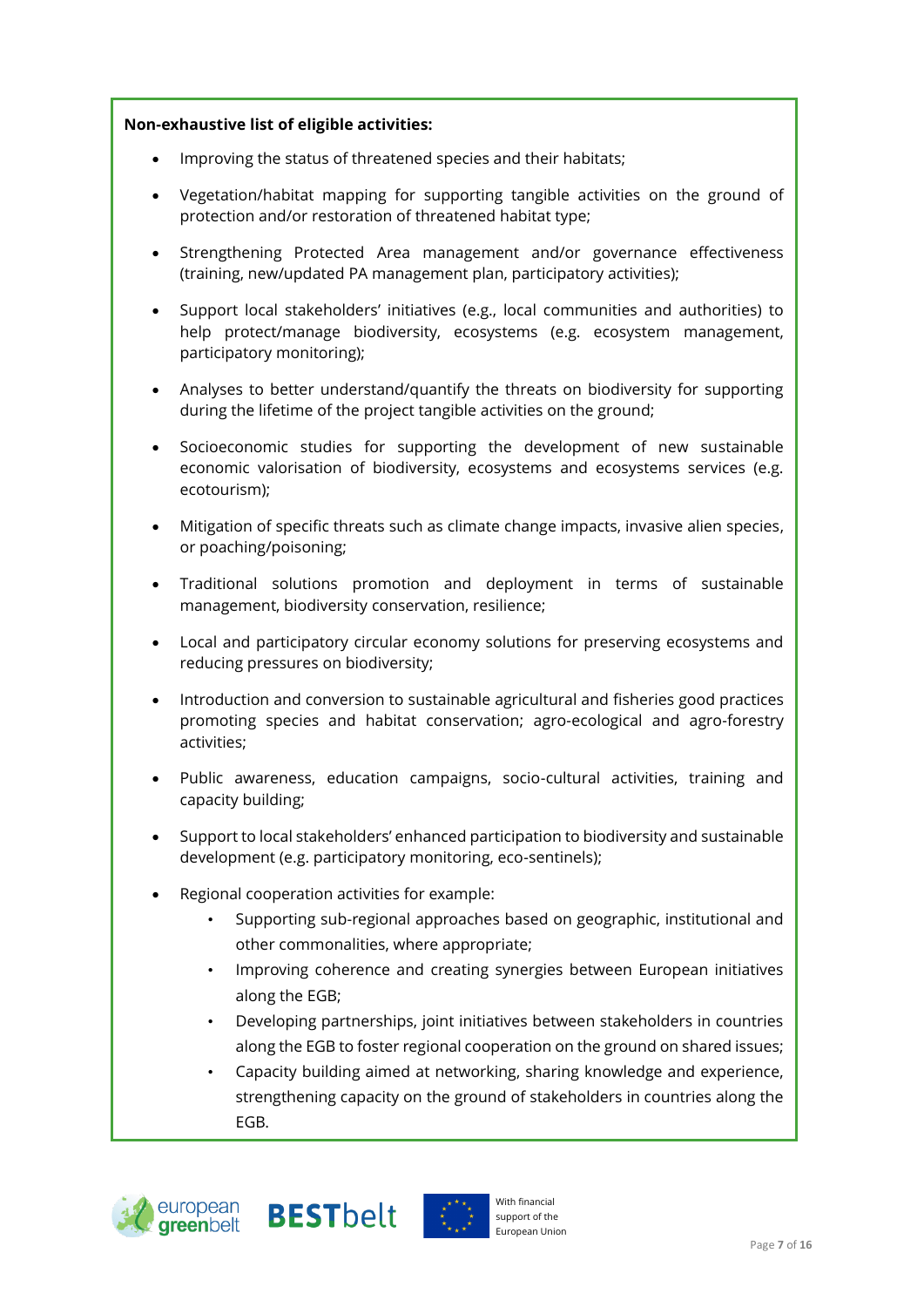**Non-exhaustive list of eligible activities:**

- Improving the status of threatened species and their habitats;
- Vegetation/habitat mapping for supporting tangible activities on the ground of protection and/or restoration of threatened habitat type;
- Strengthening Protected Area management and/or governance effectiveness (training, new/updated PA management plan, participatory activities);
- Support local stakeholders' initiatives (e.g., local communities and authorities) to help protect/manage biodiversity, ecosystems (e.g. ecosystem management, participatory monitoring);
- Analyses to better understand/quantify the threats on biodiversity for supporting during the lifetime of the project tangible activities on the ground;
- Socioeconomic studies for supporting the development of new sustainable economic valorisation of biodiversity, ecosystems and ecosystems services (e.g. ecotourism);
- Mitigation of specific threats such as climate change impacts, invasive alien species, or poaching/poisoning;
- Traditional solutions promotion and deployment in terms of sustainable management, biodiversity conservation, resilience;
- Local and participatory circular economy solutions for preserving ecosystems and reducing pressures on biodiversity;
- Introduction and conversion to sustainable agricultural and fisheries good practices promoting species and habitat conservation; agro-ecological and agro-forestry activities;
- Public awareness, education campaigns, socio-cultural activities, training and capacity building;
- Support to local stakeholders' enhanced participation to biodiversity and sustainable development (e.g. participatory monitoring, eco-sentinels);
- Regional cooperation activities for example:
    - Supporting sub-regional approaches based on geographic, institutional and other commonalities, where appropriate;
    - Improving coherence and creating synergies between European initiatives along the EGB;
    - Developing partnerships, joint initiatives between stakeholders in countries along the EGB to foster regional cooperation on the ground on shared issues;
    - Capacity building aimed at networking, sharing knowledge and experience, strengthening capacity on the ground of stakeholders in countries along the EGB.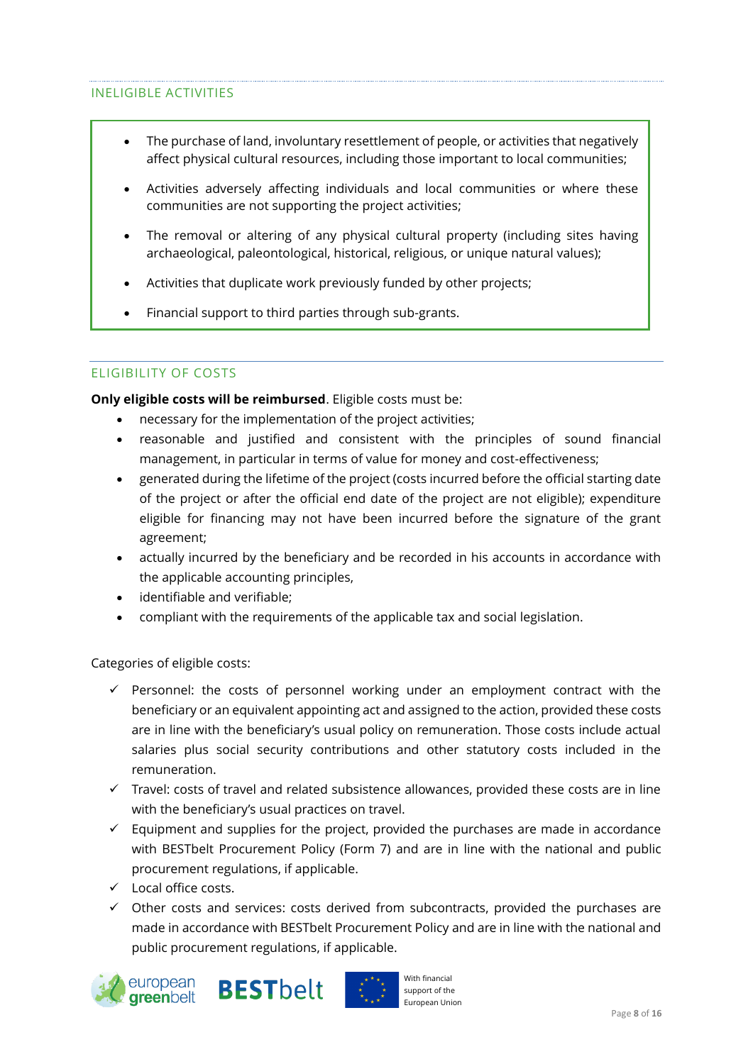## INELIGIBLE ACTIVITIES

- The purchase of land, involuntary resettlement of people, or activities that negatively affect physical cultural resources, including those important to local communities;
- Activities adversely affecting individuals and local communities or where these communities are not supporting the project activities;
- The removal or altering of any physical cultural property (including sites having archaeological, paleontological, historical, religious, or unique natural values);
- Activities that duplicate work previously funded by other projects;
- Financial support to third parties through sub-grants.

## ELIGIBILITY OF COSTS

**Only eligible costs will be reimbursed**. Eligible costs must be:

- necessary for the implementation of the project activities;
- reasonable and justified and consistent with the principles of sound financial management, in particular in terms of value for money and cost-effectiveness;
- generated during the lifetime of the project (costs incurred before the official starting date of the project or after the official end date of the project are not eligible); expenditure eligible for financing may not have been incurred before the signature of the grant agreement;
- actually incurred by the beneficiary and be recorded in his accounts in accordance with the applicable accounting principles,
- identifiable and verifiable;
- compliant with the requirements of the applicable tax and social legislation.

Categories of eligible costs:

- ✓ Personnel: the costs of personnel working under an employment contract with the beneficiary or an equivalent appointing act and assigned to the action, provided these costs are in line with the beneficiary's usual policy on remuneration. Those costs include actual salaries plus social security contributions and other statutory costs included in the remuneration.
- ✓ Travel: costs of travel and related subsistence allowances, provided these costs are in line with the beneficiary's usual practices on travel.
- ✓ Equipment and supplies for the project, provided the purchases are made in accordance with BESTbelt Procurement Policy (Form 7) and are in line with the national and public procurement regulations, if applicable.
- ✓ Local office costs.
- ✓ Other costs and services: costs derived from subcontracts, provided the purchases are made in accordance with BESTbelt Procurement Policy and are in line with the national and public procurement regulations, if applicable.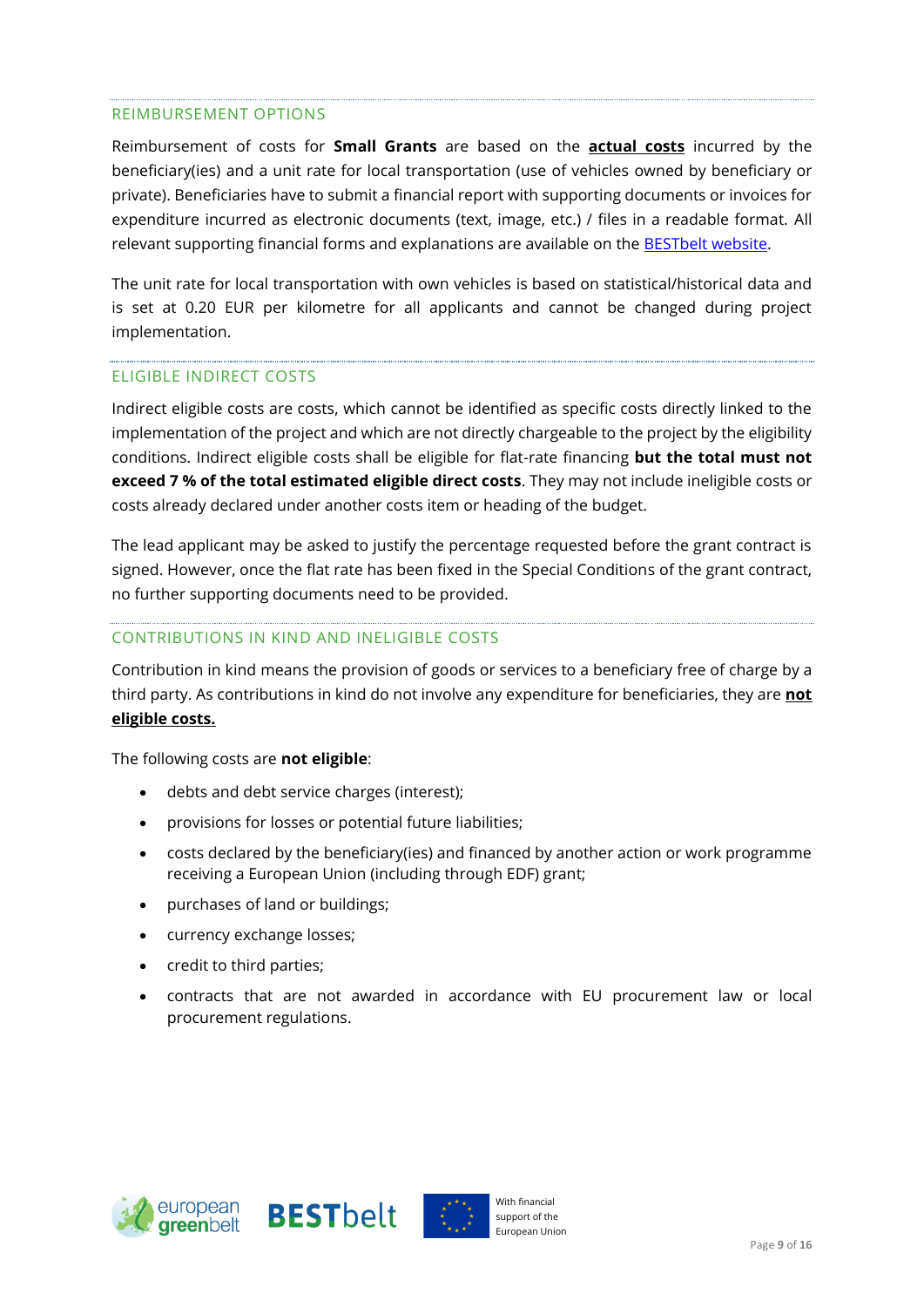## REIMBURSEMENT OPTIONS

Reimbursement of costs for **Small Grants** are based on the **actual costs** incurred by the beneficiary(ies) and a unit rate for local transportation (use of vehicles owned by beneficiary or private). Beneficiaries have to submit a financial report with supporting documents or invoices for expenditure incurred as electronic documents (text, image, etc.) / files in a readable format. All relevant supporting financial forms and explanations are available on the [BESTbelt website](#).

The unit rate for local transportation with own vehicles is based on statistical/historical data and is set at 0.20 EUR per kilometre for all applicants and cannot be changed during project implementation.

## ELIGIBLE INDIRECT COSTS

Indirect eligible costs are costs, which cannot be identified as specific costs directly linked to the implementation of the project and which are not directly chargeable to the project by the eligibility conditions. Indirect eligible costs shall be eligible for flat-rate financing **but the total must not exceed 7 % of the total estimated eligible direct costs**. They may not include ineligible costs or costs already declared under another costs item or heading of the budget.

The lead applicant may be asked to justify the percentage requested before the grant contract is signed. However, once the flat rate has been fixed in the Special Conditions of the grant contract, no further supporting documents need to be provided.

## CONTRIBUTIONS IN KIND AND INELIGIBLE COSTS

Contribution in kind means the provision of goods or services to a beneficiary free of charge by a third party. As contributions in kind do not involve any expenditure for beneficiaries, they are **not eligible costs.**

The following costs are **not eligible**:

- debts and debt service charges (interest);
- provisions for losses or potential future liabilities;
- costs declared by the beneficiary(ies) and financed by another action or work programme receiving a European Union (including through EDF) grant;
- purchases of land or buildings;
- currency exchange losses;
- credit to third parties;
- contracts that are not awarded in accordance with EU procurement law or local procurement regulations.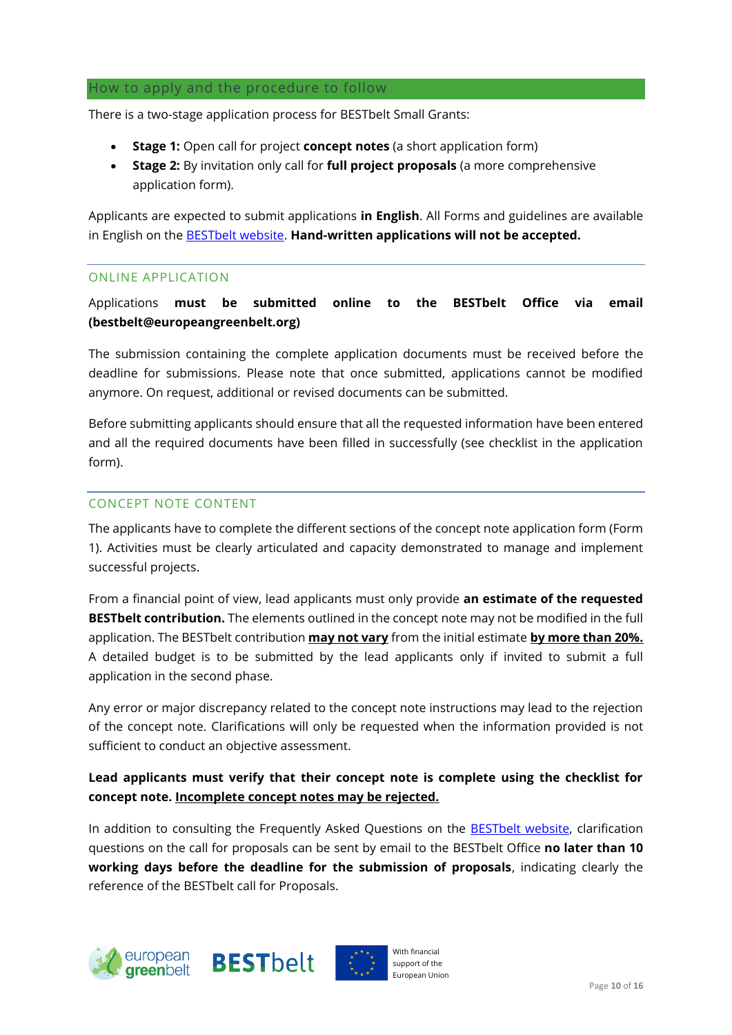## How to apply and the procedure to follow

There is a two-stage application process for BESTbelt Small Grants:

- **Stage 1:** Open call for project **concept notes** (a short application form)
- **Stage 2:** By invitation only call for **full project proposals** (a more comprehensive application form).

Applicants are expected to submit applications **in English**. All Forms and guidelines are available in English on the BESTbelt website. **Hand-written applications will not be accepted.**

### ONLINE APPLICATION

Applications **must be submitted online to the BESTbelt Office via email (bestbelt@europeangreenbelt.org)**

The submission containing the complete application documents must be received before the deadline for submissions. Please note that once submitted, applications cannot be modified anymore. On request, additional or revised documents can be submitted.

Before submitting applicants should ensure that all the requested information have been entered and all the required documents have been filled in successfully (see checklist in the application form).

### CONCEPT NOTE CONTENT

The applicants have to complete the different sections of the concept note application form (Form 1). Activities must be clearly articulated and capacity demonstrated to manage and implement successful projects.

From a financial point of view, lead applicants must only provide **an estimate of the requested BESTbelt contribution.** The elements outlined in the concept note may not be modified in the full application. The BESTbelt contribution **<u>may not vary</u>** from the initial estimate **<u>by more than 20%.</u>** A detailed budget is to be submitted by the lead applicants only if invited to submit a full application in the second phase.

Any error or major discrepancy related to the concept note instructions may lead to the rejection of the concept note. Clarifications will only be requested when the information provided is not sufficient to conduct an objective assessment.

**Lead applicants must verify that their concept note is complete using the checklist for concept note. <u>Incomplete concept notes may be rejected.</u>**

In addition to consulting the Frequently Asked Questions on the BESTbelt website, clarification questions on the call for proposals can be sent by email to the BESTbelt Office **no later than 10 working days before the deadline for the submission of proposals**, indicating clearly the reference of the BESTbelt call for Proposals.

european greenbelt BESTbelt With financial support of the European Union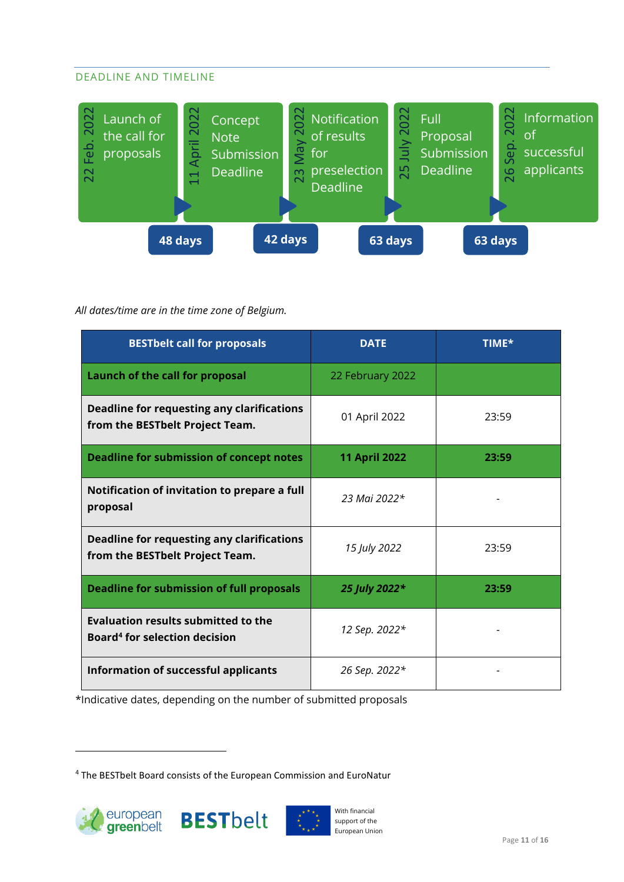## DEADLINE AND TIMELINE

| Date | Milestone |
|---|---|
| 22 Feb. 2022 | Launch of the call for proposals |
| 11 April 2022 | Concept Note Submission Deadline |
| 23 May 2022 | Notification of results for preselection Deadline |
| 25 July 2022 | Full Proposal Submission Deadline |
| 26 Sep. 2022 | Information of successful applicants |

48 days · 42 days · 63 days · 63 days

*All dates/time are in the time zone of Belgium.*

| BESTbelt call for proposals | DATE | TIME* |
|---|---|---|
| **Launch of the call for proposal** | 22 February 2022 | |
| **Deadline for requesting any clarifications from the BESTbelt Project Team.** | 01 April 2022 | 23:59 |
| **Deadline for submission of concept notes** | **11 April 2022** | **23:59** |
| **Notification of invitation to prepare a full proposal** | *23 Mai 2022** | - |
| **Deadline for requesting any clarifications from the BESTbelt Project Team.** | *15 July 2022* | 23:59 |
| **Deadline for submission of full proposals** | ***25 July 2022**** | **23:59** |
| **Evaluation results submitted to the Board[4] for selection decision** | *12 Sep. 2022** | - |
| **Information of successful applicants** | *26 Sep. 2022** | - |

*Indicative dates, depending on the number of submitted proposals

[4] The BESTbelt Board consists of the European Commission and EuroNatur

european greenbelt BESTbelt With financial support of the European Union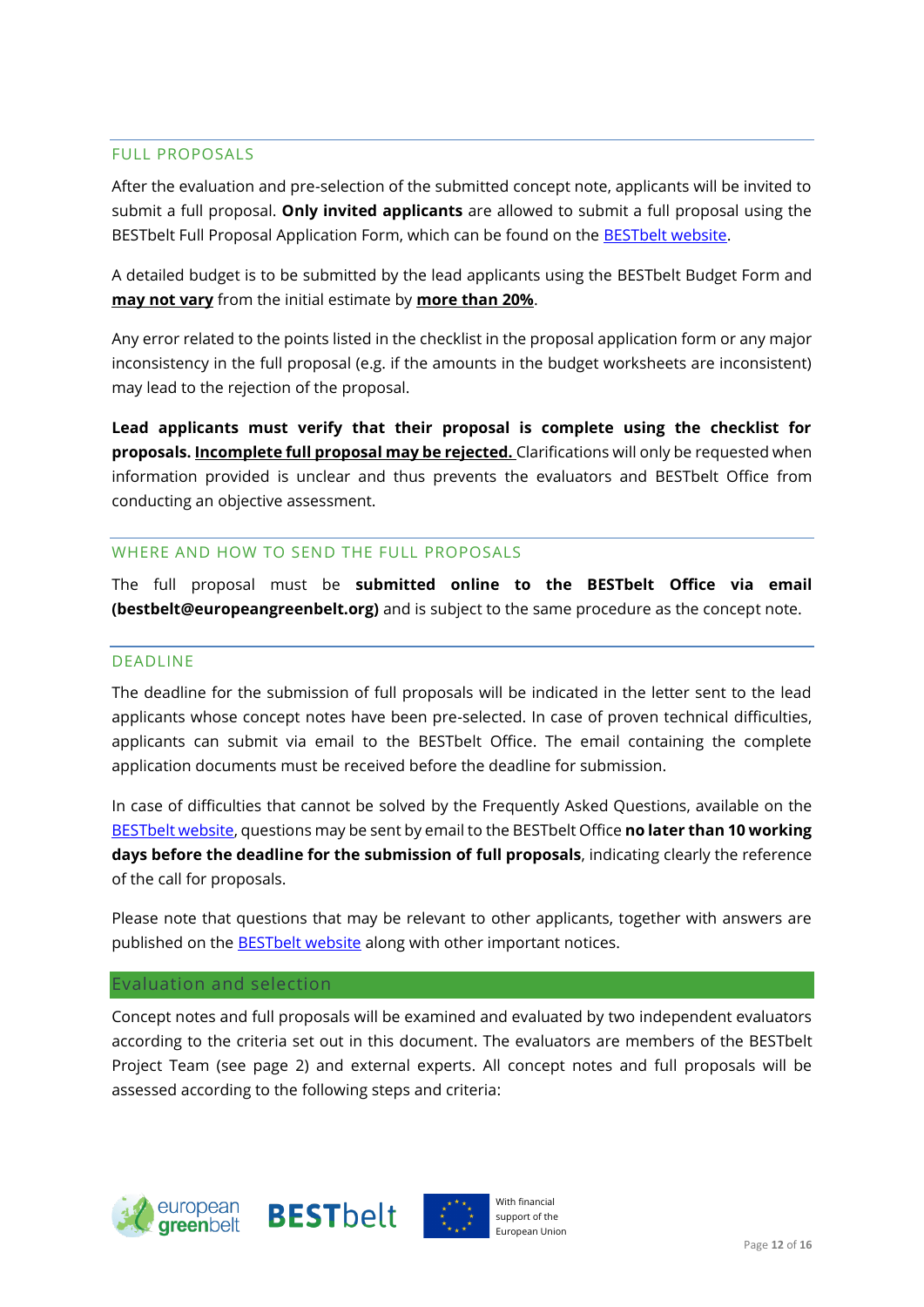### FULL PROPOSALS

After the evaluation and pre-selection of the submitted concept note, applicants will be invited to submit a full proposal. **Only invited applicants** are allowed to submit a full proposal using the BESTbelt Full Proposal Application Form, which can be found on the [BESTbelt website](BESTbelt website).

A detailed budget is to be submitted by the lead applicants using the BESTbelt Budget Form and **may not vary** from the initial estimate by **more than 20%**.

Any error related to the points listed in the checklist in the proposal application form or any major inconsistency in the full proposal (e.g. if the amounts in the budget worksheets are inconsistent) may lead to the rejection of the proposal.

**Lead applicants must verify that their proposal is complete using the checklist for proposals. Incomplete full proposal may be rejected.** Clarifications will only be requested when information provided is unclear and thus prevents the evaluators and BESTbelt Office from conducting an objective assessment.

### WHERE AND HOW TO SEND THE FULL PROPOSALS

The full proposal must be **submitted online to the BESTbelt Office via email (bestbelt@europeangreenbelt.org)** and is subject to the same procedure as the concept note.

### DEADLINE

The deadline for the submission of full proposals will be indicated in the letter sent to the lead applicants whose concept notes have been pre-selected. In case of proven technical difficulties, applicants can submit via email to the BESTbelt Office. The email containing the complete application documents must be received before the deadline for submission.

In case of difficulties that cannot be solved by the Frequently Asked Questions, available on the [BESTbelt website](BESTbelt website), questions may be sent by email to the BESTbelt Office **no later than 10 working days before the deadline for the submission of full proposals**, indicating clearly the reference of the call for proposals.

Please note that questions that may be relevant to other applicants, together with answers are published on the [BESTbelt website](BESTbelt website) along with other important notices.

## Evaluation and selection

Concept notes and full proposals will be examined and evaluated by two independent evaluators according to the criteria set out in this document. The evaluators are members of the BESTbelt Project Team (see page 2) and external experts. All concept notes and full proposals will be assessed according to the following steps and criteria: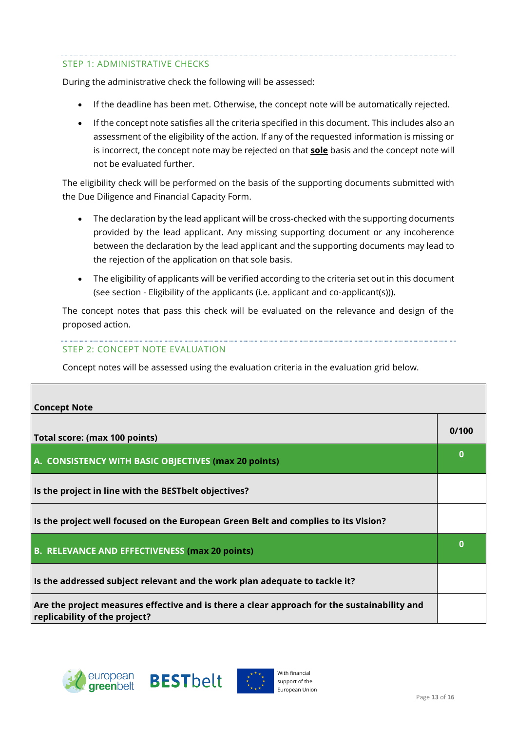### STEP 1: ADMINISTRATIVE CHECKS

During the administrative check the following will be assessed:

- If the deadline has been met. Otherwise, the concept note will be automatically rejected.
- If the concept note satisfies all the criteria specified in this document. This includes also an assessment of the eligibility of the action. If any of the requested information is missing or is incorrect, the concept note may be rejected on that **sole** basis and the concept note will not be evaluated further.

The eligibility check will be performed on the basis of the supporting documents submitted with the Due Diligence and Financial Capacity Form.

- The declaration by the lead applicant will be cross-checked with the supporting documents provided by the lead applicant. Any missing supporting document or any incoherence between the declaration by the lead applicant and the supporting documents may lead to the rejection of the application on that sole basis.
- The eligibility of applicants will be verified according to the criteria set out in this document (see section - Eligibility of the applicants (i.e. applicant and co-applicant(s))).

The concept notes that pass this check will be evaluated on the relevance and design of the proposed action.

### STEP 2: CONCEPT NOTE EVALUATION

Concept notes will be assessed using the evaluation criteria in the evaluation grid below.

| **Concept Note** | |
|---|---|
| **Total score: (max 100 points)** | **0/100** |
| **A. CONSISTENCY WITH BASIC OBJECTIVES (max 20 points)** | **0** |
| **Is the project in line with the BESTbelt objectives?** | |
| **Is the project well focused on the European Green Belt and complies to its Vision?** | |
| **B. RELEVANCE AND EFFECTIVENESS (max 20 points)** | **0** |
| **Is the addressed subject relevant and the work plan adequate to tackle it?** | |
| **Are the project measures effective and is there a clear approach for the sustainability and replicability of the project?** | |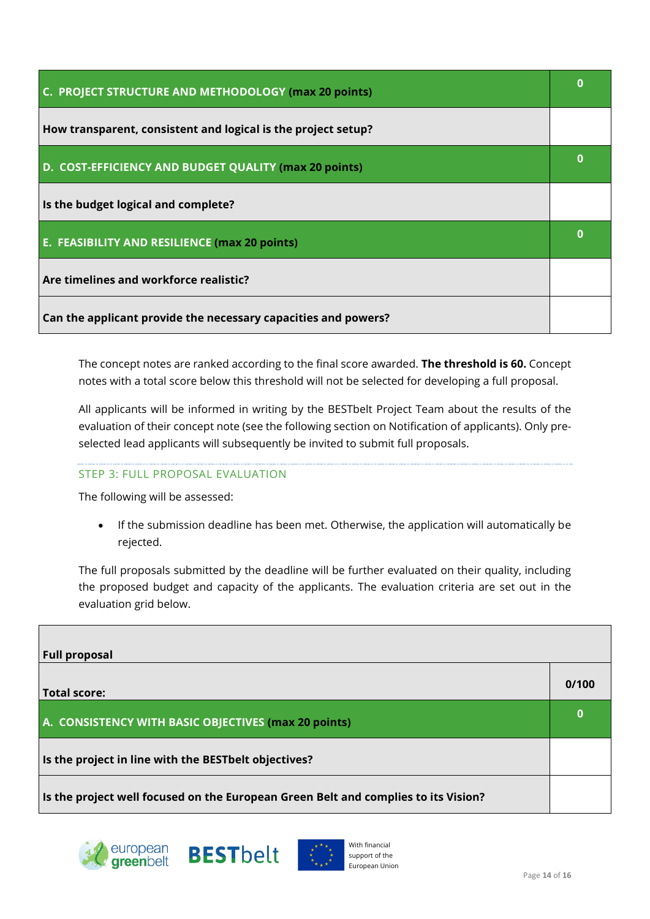| C. PROJECT STRUCTURE AND METHODOLOGY (max 20 points) | 0 |
|---|---|
| How transparent, consistent and logical is the project setup? | |
| D. COST-EFFICIENCY AND BUDGET QUALITY (max 20 points) | 0 |
| Is the budget logical and complete? | |
| E. FEASIBILITY AND RESILIENCE (max 20 points) | 0 |
| Are timelines and workforce realistic? | |
| Can the applicant provide the necessary capacities and powers? | |

The concept notes are ranked according to the final score awarded. **The threshold is 60.** Concept notes with a total score below this threshold will not be selected for developing a full proposal.

All applicants will be informed in writing by the BESTbelt Project Team about the results of the evaluation of their concept note (see the following section on Notification of applicants). Only pre-selected lead applicants will subsequently be invited to submit full proposals.

### STEP 3: FULL PROPOSAL EVALUATION

The following will be assessed:

- If the submission deadline has been met. Otherwise, the application will automatically be rejected.

The full proposals submitted by the deadline will be further evaluated on their quality, including the proposed budget and capacity of the applicants. The evaluation criteria are set out in the evaluation grid below.

| Full proposal | |
|---|---|
| Total score: | 0/100 |
| A. CONSISTENCY WITH BASIC OBJECTIVES (max 20 points) | 0 |
| Is the project in line with the BESTbelt objectives? | |
| Is the project well focused on the European Green Belt and complies to its Vision? | |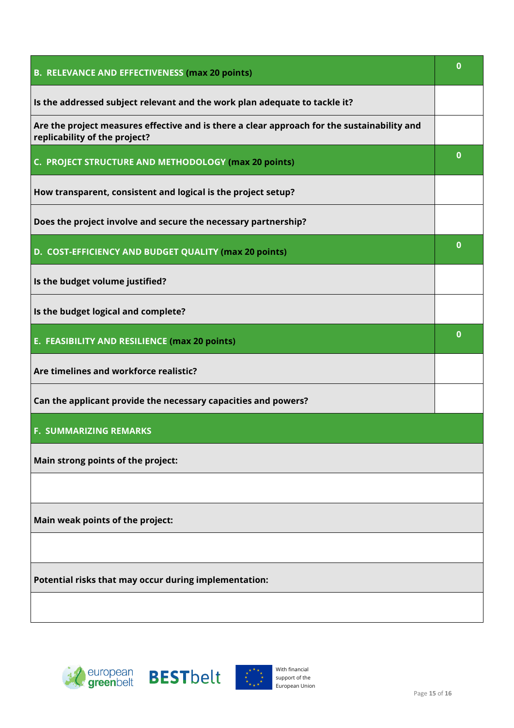| **B. RELEVANCE AND EFFECTIVENESS (max 20 points)** | **0** |
|---|---|
| **Is the addressed subject relevant and the work plan adequate to tackle it?** | |
| **Are the project measures effective and is there a clear approach for the sustainability and replicability of the project?** | |
| **C. PROJECT STRUCTURE AND METHODOLOGY (max 20 points)** | **0** |
| **How transparent, consistent and logical is the project setup?** | |
| **Does the project involve and secure the necessary partnership?** | |
| **D. COST-EFFICIENCY AND BUDGET QUALITY (max 20 points)** | **0** |
| **Is the budget volume justified?** | |
| **Is the budget logical and complete?** | |
| **E. FEASIBILITY AND RESILIENCE (max 20 points)** | **0** |
| **Are timelines and workforce realistic?** | |
| **Can the applicant provide the necessary capacities and powers?** | |

| **F. SUMMARIZING REMARKS** |
|---|
| **Main strong points of the project:** |
| |
| **Main weak points of the project:** |
| |
| **Potential risks that may occur during implementation:** |
| |

european greenbelt BESTbelt

With financial support of the European Union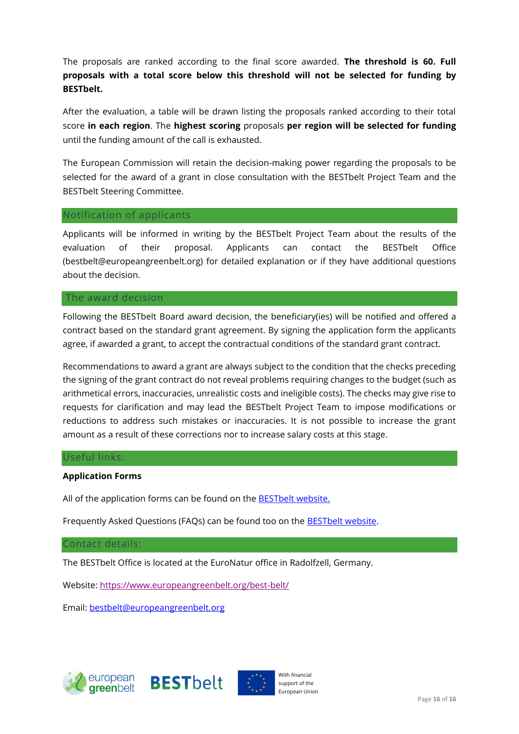The proposals are ranked according to the final score awarded. **The threshold is 60. Full proposals with a total score below this threshold will not be selected for funding by BESTbelt.**

After the evaluation, a table will be drawn listing the proposals ranked according to their total score **in each region**. The **highest scoring** proposals **per region will be selected for funding** until the funding amount of the call is exhausted.

The European Commission will retain the decision-making power regarding the proposals to be selected for the award of a grant in close consultation with the BESTbelt Project Team and the BESTbelt Steering Committee.

## Notification of applicants

Applicants will be informed in writing by the BESTbelt Project Team about the results of the evaluation of their proposal. Applicants can contact the BESTbelt Office (bestbelt@europeangreenbelt.org) for detailed explanation or if they have additional questions about the decision.

## The award decision

Following the BESTbelt Board award decision, the beneficiary(ies) will be notified and offered a contract based on the standard grant agreement. By signing the application form the applicants agree, if awarded a grant, to accept the contractual conditions of the standard grant contract.

Recommendations to award a grant are always subject to the condition that the checks preceding the signing of the grant contract do not reveal problems requiring changes to the budget (such as arithmetical errors, inaccuracies, unrealistic costs and ineligible costs). The checks may give rise to requests for clarification and may lead the BESTbelt Project Team to impose modifications or reductions to address such mistakes or inaccuracies. It is not possible to increase the grant amount as a result of these corrections nor to increase salary costs at this stage.

## Useful links:

**Application Forms**

All of the application forms can be found on the BESTbelt website.

Frequently Asked Questions (FAQs) can be found too on the BESTbelt website.

## Contact details:

The BESTbelt Office is located at the EuroNatur office in Radolfzell, Germany.

Website: https://www.europeangreenbelt.org/best-belt/

Email: bestbelt@europeangreenbelt.org

european greenbelt BESTbelt With financial support of the European Union